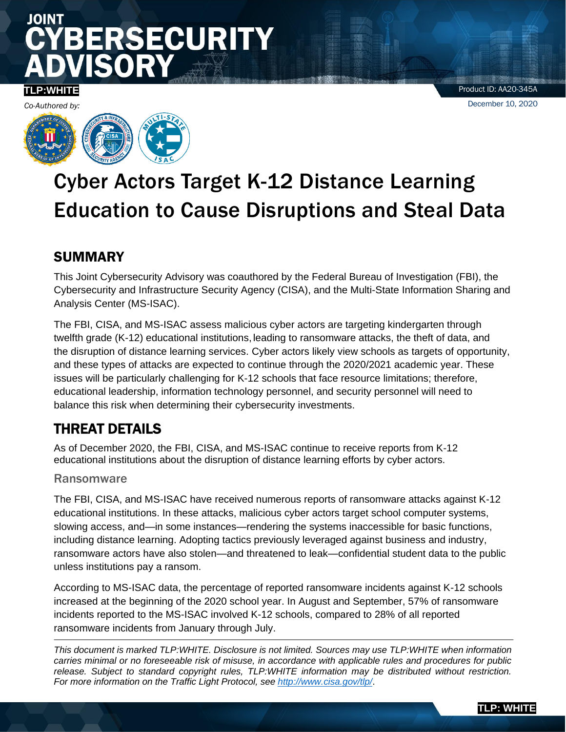# JOINT CYBERSECURITY ADVISORY

**TLP:WHITE**

Product ID: AA20-345A

December 10, 2020

*Co-Authored by:*

# Cyber Actors Target K-12 Distance Learning Education to Cause Disruptions and Steal Data

## SUMMARY

This Joint Cybersecurity Advisory was coauthored by the Federal Bureau of Investigation (FBI), the Cybersecurity and Infrastructure Security Agency (CISA), and the Multi-State Information Sharing and Analysis Center (MS-ISAC).

The FBI, CISA, and MS-ISAC assess malicious cyber actors are targeting kindergarten through twelfth grade (K-12) educational institutions, leading to ransomware attacks, the theft of data, and the disruption of distance learning services. Cyber actors likely view schools as targets of opportunity, and these types of attacks are expected to continue through the 2020/2021 academic year. These issues will be particularly challenging for K-12 schools that face resource limitations; therefore, educational leadership, information technology personnel, and security personnel will need to balance this risk when determining their cybersecurity investments.

## THREAT DETAILS

As of December 2020, the FBI, CISA, and MS-ISAC continue to receive reports from K-12 educational institutions about the disruption of distance learning efforts by cyber actors.

### Ransomware

The FBI, CISA, and MS-ISAC have received numerous reports of ransomware attacks against K-12 educational institutions. In these attacks, malicious cyber actors target school computer systems, slowing access, and—in some instances—rendering the systems inaccessible for basic functions, including distance learning. Adopting tactics previously leveraged against business and industry, ransomware actors have also stolen—and threatened to leak—confidential student data to the public unless institutions pay a ransom.

According to MS-ISAC data, the percentage of reported ransomware incidents against K-12 schools increased at the beginning of the 2020 school year. In August and September, 57% of ransomware incidents reported to the MS-ISAC involved K-12 schools, compared to 28% of all reported ransomware incidents from January through July.

---

*This document is marked TLP:WHITE. Disclosure is not limited. Sources may use TLP:WHITE when information carries minimal or no foreseeable risk of misuse, in accordance with applicable rules and procedures for public release. Subject to standard copyright rules, TLP:WHITE information may be distributed without restriction. For more information on the Traffic Light Protocol, see [http://www.cisa.gov/tlp/](http://www.cisa.gov/tlp/).*

**TLP: WHITE**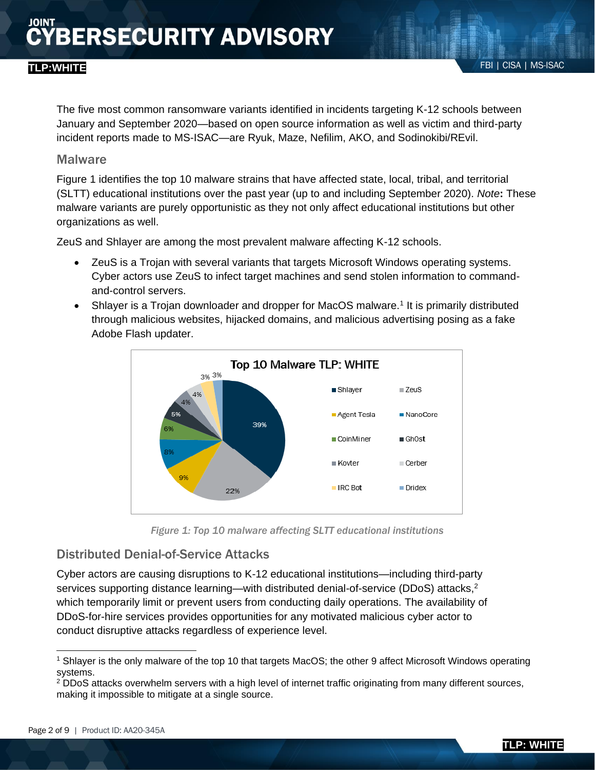The five most common ransomware variants identified in incidents targeting K-12 schools between January and September 2020—based on open source information as well as victim and third-party incident reports made to MS-ISAC—are Ryuk, Maze, Nefilim, AKO, and Sodinokibi/REvil.

## Malware

Figure 1 identifies the top 10 malware strains that have affected state, local, tribal, and territorial (SLTT) educational institutions over the past year (up to and including September 2020). *Note*: These malware variants are purely opportunistic as they not only affect educational institutions but other organizations as well.

ZeuS and Shlayer are among the most prevalent malware affecting K-12 schools.

- ZeuS is a Trojan with several variants that targets Microsoft Windows operating systems. Cyber actors use ZeuS to infect target machines and send stolen information to command-and-control servers.
- Shlayer is a Trojan downloader and dropper for MacOS malware.[1] It is primarily distributed through malicious websites, hijacked domains, and malicious advertising posing as a fake Adobe Flash updater.

**Top 10 Malware TLP: WHITE**

| Malware | Percentage |
|---|---|
| Shlayer | 39% |
| ZeuS | 22% |
| Agent Tesla | 9% |
| NanoCore | 8% |
| CoinMiner | 6% |
| Gh0st | 5% |
| Kovter | 4% |
| Cerber | 4% |
| IRC Bot | 3% |
| Dridex | 3% |

*Figure 1: Top 10 malware affecting SLTT educational institutions*

## Distributed Denial-of-Service Attacks

Cyber actors are causing disruptions to K-12 educational institutions—including third-party services supporting distance learning—with distributed denial-of-service (DDoS) attacks,[2] which temporarily limit or prevent users from conducting daily operations. The availability of DDoS-for-hire services provides opportunities for any motivated malicious cyber actor to conduct disruptive attacks regardless of experience level.

[1] Shlayer is the only malware of the top 10 that targets MacOS; the other 9 affect Microsoft Windows operating systems.

[2] DDoS attacks overwhelm servers with a high level of internet traffic originating from many different sources, making it impossible to mitigate at a single source.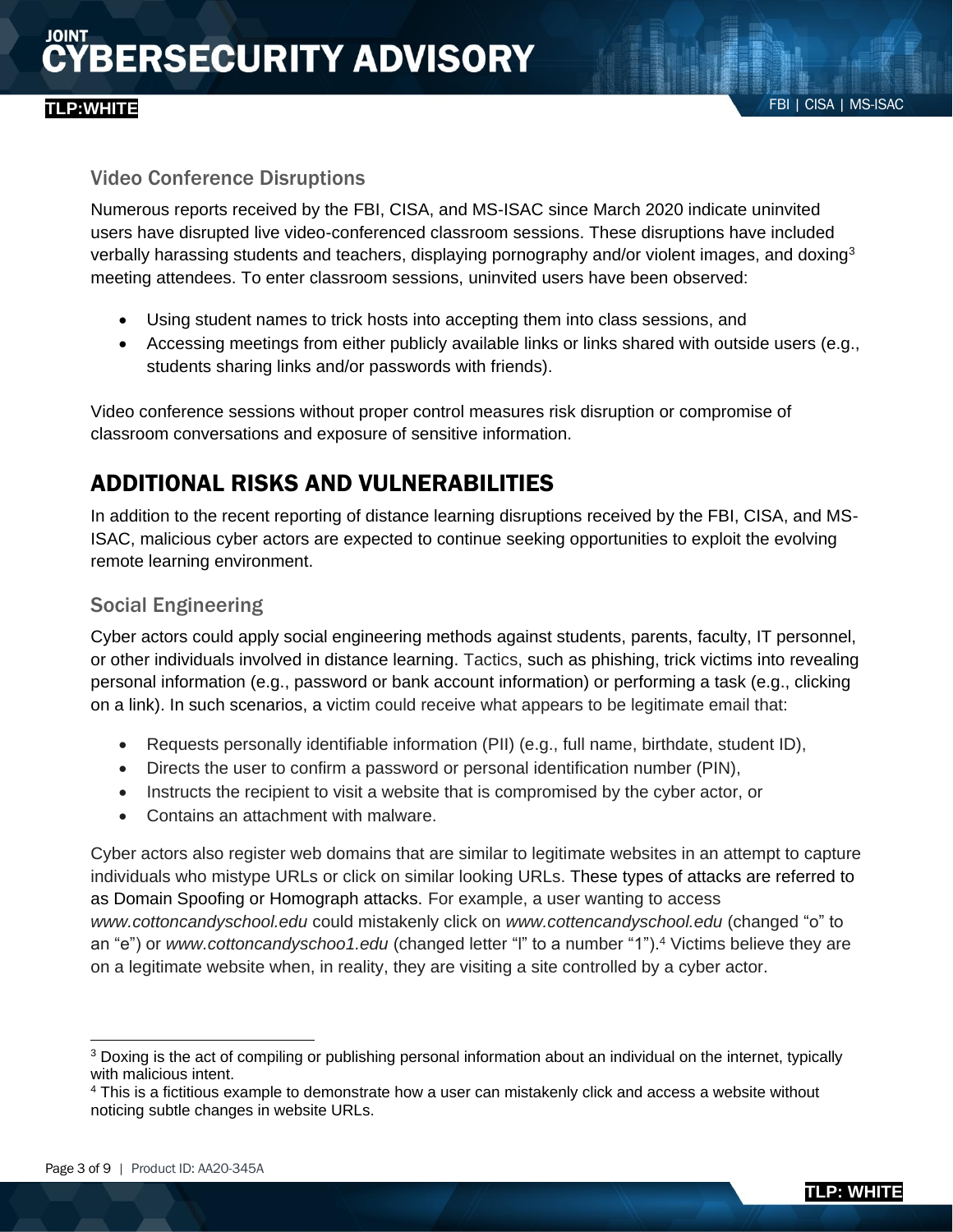### Video Conference Disruptions

Numerous reports received by the FBI, CISA, and MS-ISAC since March 2020 indicate uninvited users have disrupted live video-conferenced classroom sessions. These disruptions have included verbally harassing students and teachers, displaying pornography and/or violent images, and doxing[3] meeting attendees. To enter classroom sessions, uninvited users have been observed:

- Using student names to trick hosts into accepting them into class sessions, and
- Accessing meetings from either publicly available links or links shared with outside users (e.g., students sharing links and/or passwords with friends).

Video conference sessions without proper control measures risk disruption or compromise of classroom conversations and exposure of sensitive information.

## ADDITIONAL RISKS AND VULNERABILITIES

In addition to the recent reporting of distance learning disruptions received by the FBI, CISA, and MS-ISAC, malicious cyber actors are expected to continue seeking opportunities to exploit the evolving remote learning environment.

### Social Engineering

Cyber actors could apply social engineering methods against students, parents, faculty, IT personnel, or other individuals involved in distance learning. Tactics, such as phishing, trick victims into revealing personal information (e.g., password or bank account information) or performing a task (e.g., clicking on a link). In such scenarios, a victim could receive what appears to be legitimate email that:

- Requests personally identifiable information (PII) (e.g., full name, birthdate, student ID),
- Directs the user to confirm a password or personal identification number (PIN),
- Instructs the recipient to visit a website that is compromised by the cyber actor, or
- Contains an attachment with malware.

Cyber actors also register web domains that are similar to legitimate websites in an attempt to capture individuals who mistype URLs or click on similar looking URLs. These types of attacks are referred to as Domain Spoofing or Homograph attacks. For example, a user wanting to access *www.cottoncandyschool.edu* could mistakenly click on *www.cottencandyschool.edu* (changed "o" to an "e") or *www.cottoncandyschoo1.edu* (changed letter "l" to a number "1").[4] Victims believe they are on a legitimate website when, in reality, they are visiting a site controlled by a cyber actor.

---

[3] Doxing is the act of compiling or publishing personal information about an individual on the internet, typically with malicious intent.

[4] This is a fictitious example to demonstrate how a user can mistakenly click and access a website without noticing subtle changes in website URLs.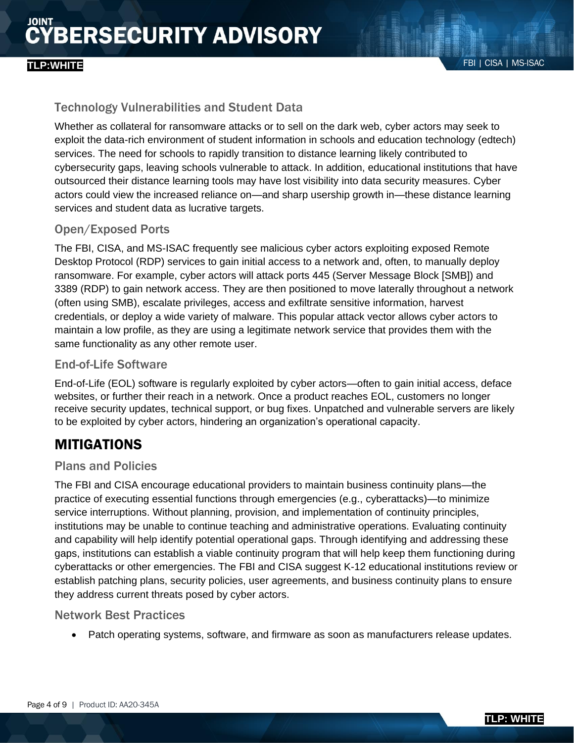### Technology Vulnerabilities and Student Data

Whether as collateral for ransomware attacks or to sell on the dark web, cyber actors may seek to exploit the data-rich environment of student information in schools and education technology (edtech) services. The need for schools to rapidly transition to distance learning likely contributed to cybersecurity gaps, leaving schools vulnerable to attack. In addition, educational institutions that have outsourced their distance learning tools may have lost visibility into data security measures. Cyber actors could view the increased reliance on—and sharp usership growth in—these distance learning services and student data as lucrative targets.

### Open/Exposed Ports

The FBI, CISA, and MS-ISAC frequently see malicious cyber actors exploiting exposed Remote Desktop Protocol (RDP) services to gain initial access to a network and, often, to manually deploy ransomware. For example, cyber actors will attack ports 445 (Server Message Block [SMB]) and 3389 (RDP) to gain network access. They are then positioned to move laterally throughout a network (often using SMB), escalate privileges, access and exfiltrate sensitive information, harvest credentials, or deploy a wide variety of malware. This popular attack vector allows cyber actors to maintain a low profile, as they are using a legitimate network service that provides them with the same functionality as any other remote user.

### End-of-Life Software

End-of-Life (EOL) software is regularly exploited by cyber actors—often to gain initial access, deface websites, or further their reach in a network. Once a product reaches EOL, customers no longer receive security updates, technical support, or bug fixes. Unpatched and vulnerable servers are likely to be exploited by cyber actors, hindering an organization's operational capacity.

## MITIGATIONS

### Plans and Policies

The FBI and CISA encourage educational providers to maintain business continuity plans—the practice of executing essential functions through emergencies (e.g., cyberattacks)—to minimize service interruptions. Without planning, provision, and implementation of continuity principles, institutions may be unable to continue teaching and administrative operations. Evaluating continuity and capability will help identify potential operational gaps. Through identifying and addressing these gaps, institutions can establish a viable continuity program that will help keep them functioning during cyberattacks or other emergencies. The FBI and CISA suggest K-12 educational institutions review or establish patching plans, security policies, user agreements, and business continuity plans to ensure they address current threats posed by cyber actors.

### Network Best Practices

- Patch operating systems, software, and firmware as soon as manufacturers release updates.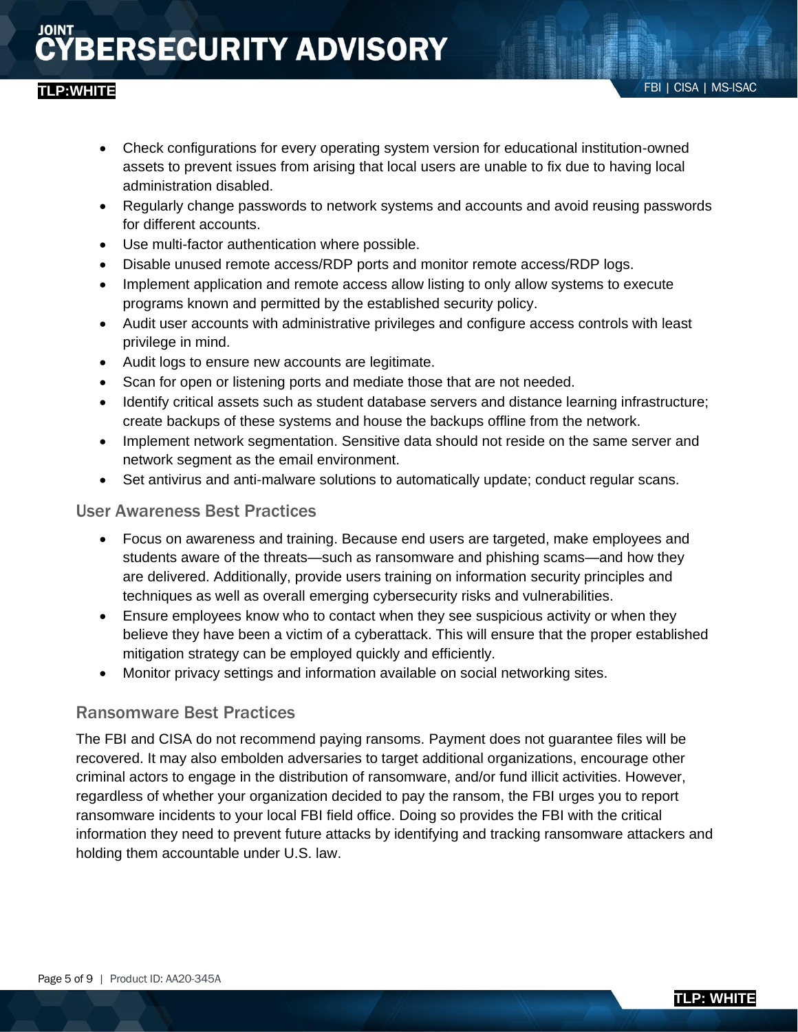- Check configurations for every operating system version for educational institution-owned assets to prevent issues from arising that local users are unable to fix due to having local administration disabled.
- Regularly change passwords to network systems and accounts and avoid reusing passwords for different accounts.
- Use multi-factor authentication where possible.
- Disable unused remote access/RDP ports and monitor remote access/RDP logs.
- Implement application and remote access allow listing to only allow systems to execute programs known and permitted by the established security policy.
- Audit user accounts with administrative privileges and configure access controls with least privilege in mind.
- Audit logs to ensure new accounts are legitimate.
- Scan for open or listening ports and mediate those that are not needed.
- Identify critical assets such as student database servers and distance learning infrastructure; create backups of these systems and house the backups offline from the network.
- Implement network segmentation. Sensitive data should not reside on the same server and network segment as the email environment.
- Set antivirus and anti-malware solutions to automatically update; conduct regular scans.

### User Awareness Best Practices

- Focus on awareness and training. Because end users are targeted, make employees and students aware of the threats—such as ransomware and phishing scams—and how they are delivered. Additionally, provide users training on information security principles and techniques as well as overall emerging cybersecurity risks and vulnerabilities.
- Ensure employees know who to contact when they see suspicious activity or when they believe they have been a victim of a cyberattack. This will ensure that the proper established mitigation strategy can be employed quickly and efficiently.
- Monitor privacy settings and information available on social networking sites.

### Ransomware Best Practices

The FBI and CISA do not recommend paying ransoms. Payment does not guarantee files will be recovered. It may also embolden adversaries to target additional organizations, encourage other criminal actors to engage in the distribution of ransomware, and/or fund illicit activities. However, regardless of whether your organization decided to pay the ransom, the FBI urges you to report ransomware incidents to your local FBI field office. Doing so provides the FBI with the critical information they need to prevent future attacks by identifying and tracking ransomware attackers and holding them accountable under U.S. law.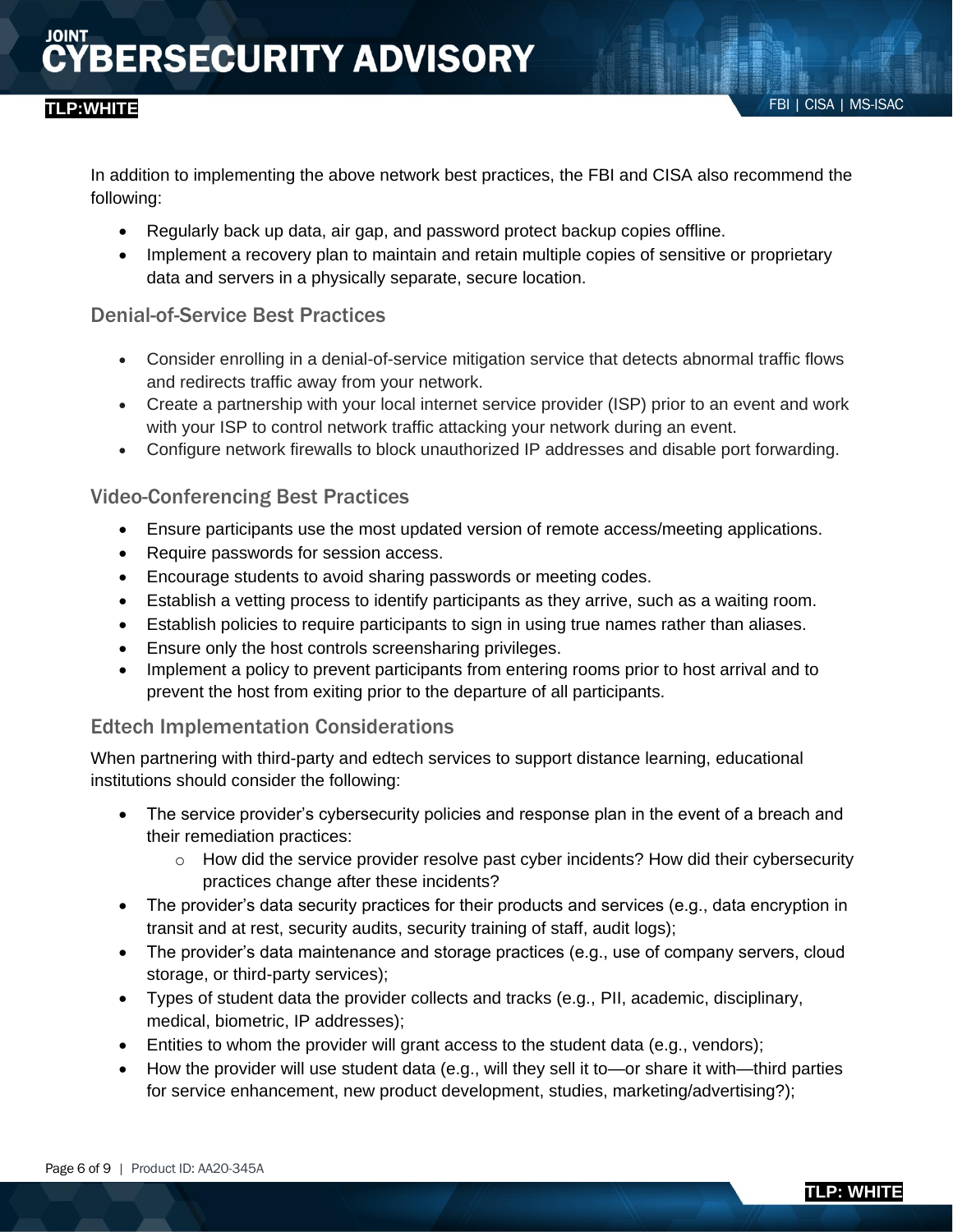In addition to implementing the above network best practices, the FBI and CISA also recommend the following:

- Regularly back up data, air gap, and password protect backup copies offline.
- Implement a recovery plan to maintain and retain multiple copies of sensitive or proprietary data and servers in a physically separate, secure location.

### Denial-of-Service Best Practices

- Consider enrolling in a denial-of-service mitigation service that detects abnormal traffic flows and redirects traffic away from your network.
- Create a partnership with your local internet service provider (ISP) prior to an event and work with your ISP to control network traffic attacking your network during an event.
- Configure network firewalls to block unauthorized IP addresses and disable port forwarding.

### Video-Conferencing Best Practices

- Ensure participants use the most updated version of remote access/meeting applications.
- Require passwords for session access.
- Encourage students to avoid sharing passwords or meeting codes.
- Establish a vetting process to identify participants as they arrive, such as a waiting room.
- Establish policies to require participants to sign in using true names rather than aliases.
- Ensure only the host controls screensharing privileges.
- Implement a policy to prevent participants from entering rooms prior to host arrival and to prevent the host from exiting prior to the departure of all participants.

### Edtech Implementation Considerations

When partnering with third-party and edtech services to support distance learning, educational institutions should consider the following:

- The service provider's cybersecurity policies and response plan in the event of a breach and their remediation practices:
  - How did the service provider resolve past cyber incidents? How did their cybersecurity practices change after these incidents?
- The provider's data security practices for their products and services (e.g., data encryption in transit and at rest, security audits, security training of staff, audit logs);
- The provider's data maintenance and storage practices (e.g., use of company servers, cloud storage, or third-party services);
- Types of student data the provider collects and tracks (e.g., PII, academic, disciplinary, medical, biometric, IP addresses);
- Entities to whom the provider will grant access to the student data (e.g., vendors);
- How the provider will use student data (e.g., will they sell it to—or share it with—third parties for service enhancement, new product development, studies, marketing/advertising?);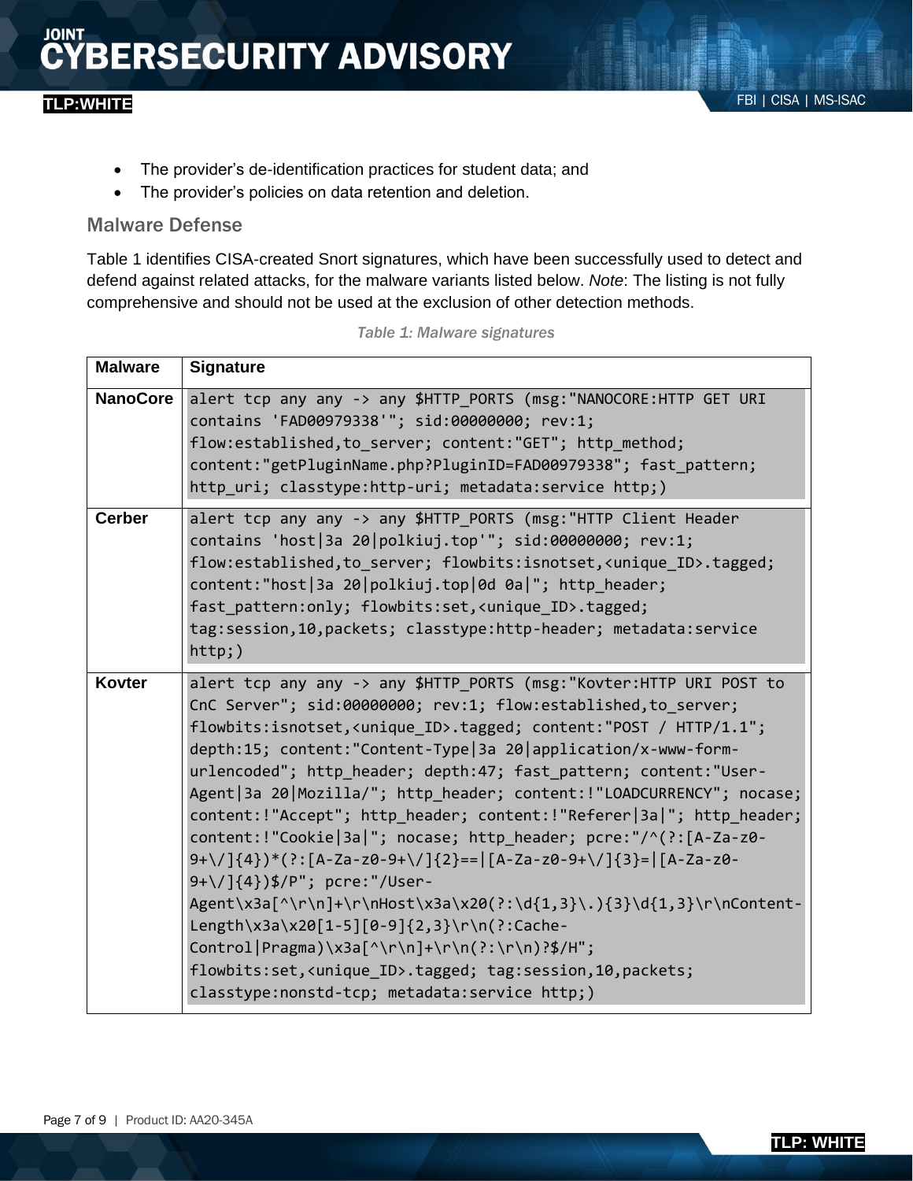- The provider's de-identification practices for student data; and
- The provider's policies on data retention and deletion.

### Malware Defense

Table 1 identifies CISA-created Snort signatures, which have been successfully used to detect and defend against related attacks, for the malware variants listed below. *Note*: The listing is not fully comprehensive and should not be used at the exclusion of other detection methods.

*Table 1: Malware signatures*

| Malware | Signature |
| --- | --- |
| **NanoCore** | `alert tcp any any -> any $HTTP_PORTS (msg:"NANOCORE:HTTP GET URI contains 'FAD00979338'"; sid:00000000; rev:1; flow:established,to_server; content:"GET"; http_method; content:"getPluginName.php?PluginID=FAD00979338"; fast_pattern; http_uri; classtype:http-uri; metadata:service http;)` |
| **Cerber** | `alert tcp any any -> any $HTTP_PORTS (msg:"HTTP Client Header contains 'host\|3a 20\|polkiuj.top'"; sid:00000000; rev:1; flow:established,to_server; flowbits:isnotset,<unique_ID>.tagged; content:"host\|3a 20\|polkiuj.top\|0d 0a\|"; http_header; fast_pattern:only; flowbits:set,<unique_ID>.tagged; tag:session,10,packets; classtype:http-header; metadata:service http;)` |
| **Kovter** | `alert tcp any any -> any $HTTP_PORTS (msg:"Kovter:HTTP URI POST to CnC Server"; sid:00000000; rev:1; flow:established,to_server; flowbits:isnotset,<unique_ID>.tagged; content:"POST / HTTP/1.1"; depth:15; content:"Content-Type\|3a 20\|application/x-www-form-urlencoded"; http_header; depth:47; fast_pattern; content:"User-Agent\|3a 20\|Mozilla/"; http_header; content:!"LOADCURRENCY"; nocase; content:!"Accept"; http_header; content:!"Referer\|3a\|"; http_header; content:!"Cookie\|3a\|"; nocase; http_header; pcre:"/^(?:[A-Za-z0-9+\/]{4})*(?:[A-Za-z0-9+\/]{2}==\|[A-Za-z0-9+\/]{3}=\|[A-Za-z0-9+\/]{4})$/P"; pcre:"/User-Agent\x3a[^\r\n]+\r\nHost\x3a\x20(?:\d{1,3}\.){3}\d{1,3}\r\nContent-Length\x3a\x20[1-5][0-9]{2,3}\r\n(?:Cache-Control\|Pragma)\x3a[^\r\n]+\r\n(?:\r\n)?$/H"; flowbits:set,<unique_ID>.tagged; tag:session,10,packets; classtype:nonstd-tcp; metadata:service http;)` |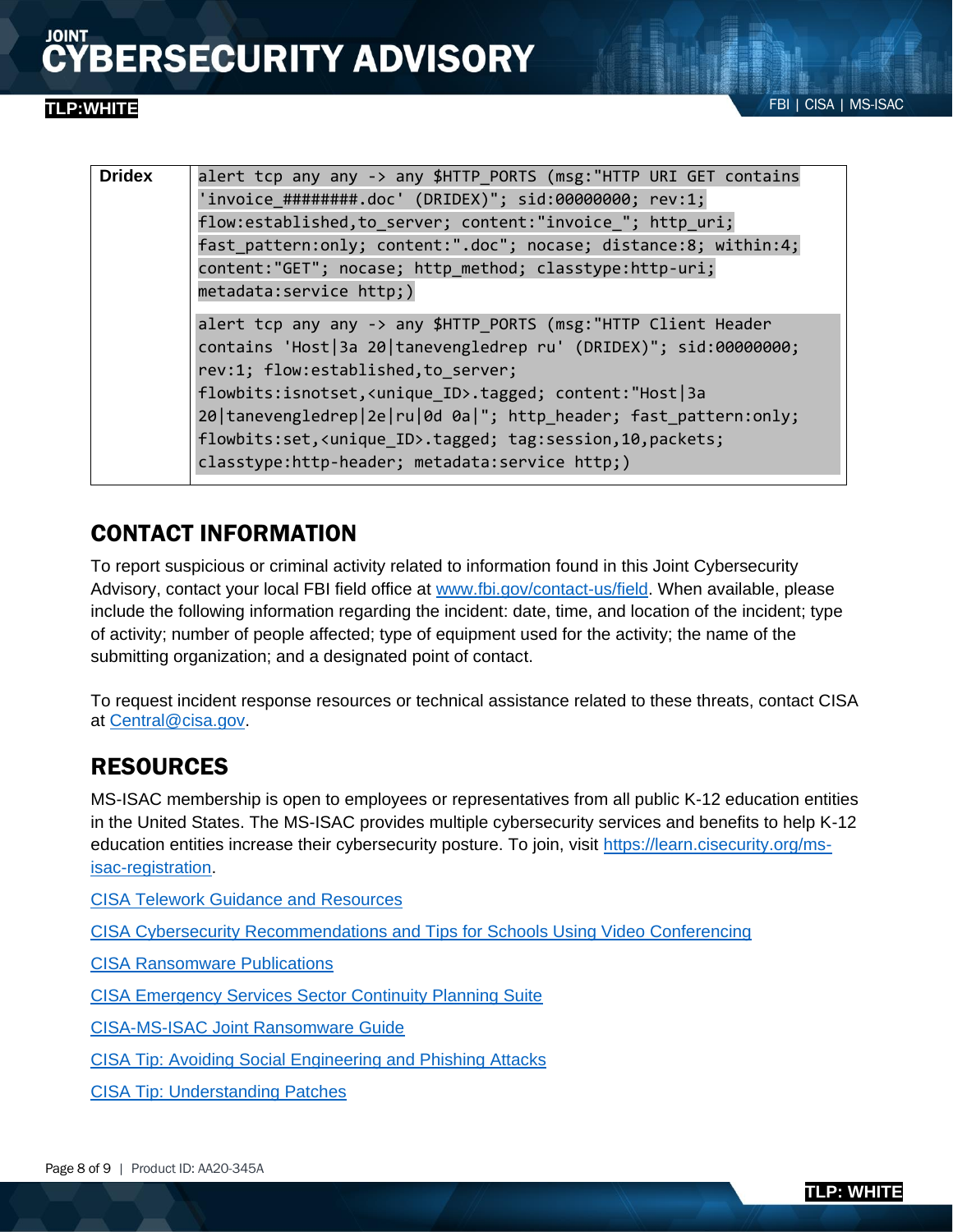| Dridex | `alert tcp any any -> any $HTTP_PORTS (msg:"HTTP URI GET contains 'invoice_########.doc' (DRIDEX)"; sid:00000000; rev:1; flow:established,to_server; content:"invoice_"; http_uri; fast_pattern:only; content:".doc"; nocase; distance:8; within:4; content:"GET"; nocase; http_method; classtype:http-uri; metadata:service http;)` <br><br> `alert tcp any any -> any $HTTP_PORTS (msg:"HTTP Client Header contains 'Host\|3a 20\|tanevengledrep ru' (DRIDEX)"; sid:00000000; rev:1; flow:established,to_server; flowbits:isnotset,<unique_ID>.tagged; content:"Host\|3a 20\|tanevengledrep\|2e\|ru\|0d 0a\|"; http_header; fast_pattern:only; flowbits:set,<unique_ID>.tagged; tag:session,10,packets; classtype:http-header; metadata:service http;)` |
|---|---|

## CONTACT INFORMATION

To report suspicious or criminal activity related to information found in this Joint Cybersecurity Advisory, contact your local FBI field office at [www.fbi.gov/contact-us/field](www.fbi.gov/contact-us/field). When available, please include the following information regarding the incident: date, time, and location of the incident; type of activity; number of people affected; type of equipment used for the activity; the name of the submitting organization; and a designated point of contact.

To request incident response resources or technical assistance related to these threats, contact CISA at [Central@cisa.gov](mailto:Central@cisa.gov).

## RESOURCES

MS-ISAC membership is open to employees or representatives from all public K-12 education entities in the United States. The MS-ISAC provides multiple cybersecurity services and benefits to help K-12 education entities increase their cybersecurity posture. To join, visit [https://learn.cisecurity.org/ms-isac-registration](https://learn.cisecurity.org/ms-isac-registration).

CISA Telework Guidance and Resources

CISA Cybersecurity Recommendations and Tips for Schools Using Video Conferencing

CISA Ransomware Publications

CISA Emergency Services Sector Continuity Planning Suite

CISA-MS-ISAC Joint Ransomware Guide

CISA Tip: Avoiding Social Engineering and Phishing Attacks

CISA Tip: Understanding Patches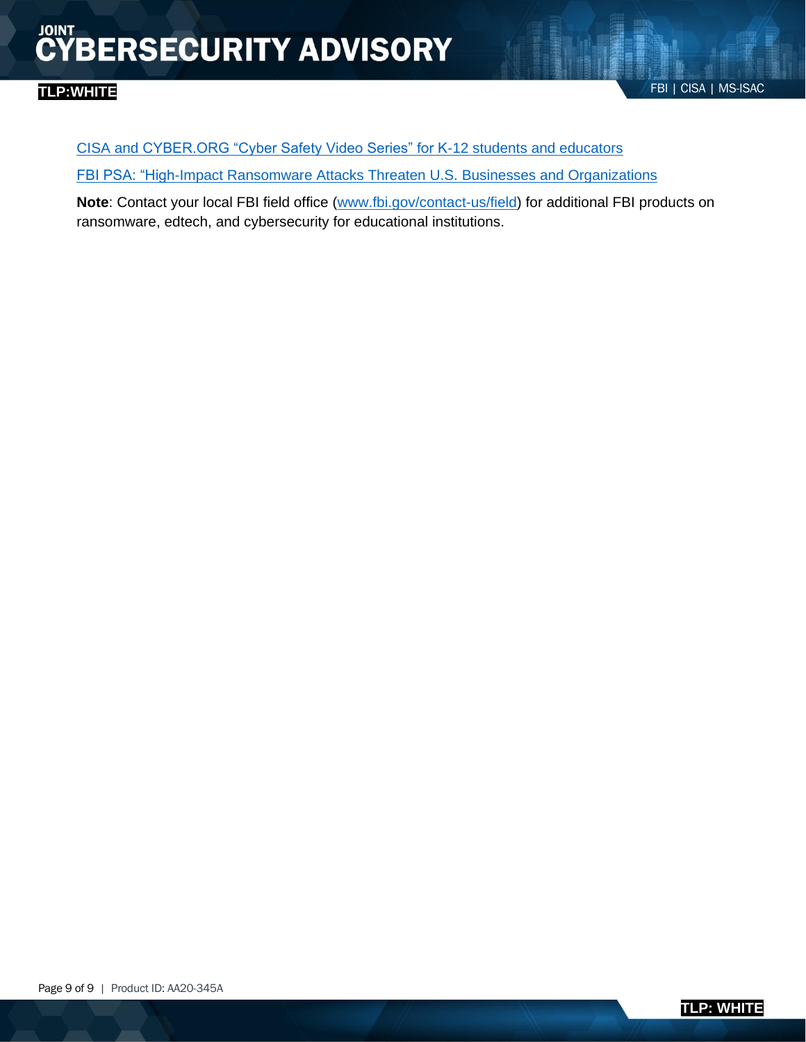CISA and CYBER.ORG "Cyber Safety Video Series" for K-12 students and educators

FBI PSA: "High-Impact Ransomware Attacks Threaten U.S. Businesses and Organizations

**Note**: Contact your local FBI field office (www.fbi.gov/contact-us/field) for additional FBI products on ransomware, edtech, and cybersecurity for educational institutions.